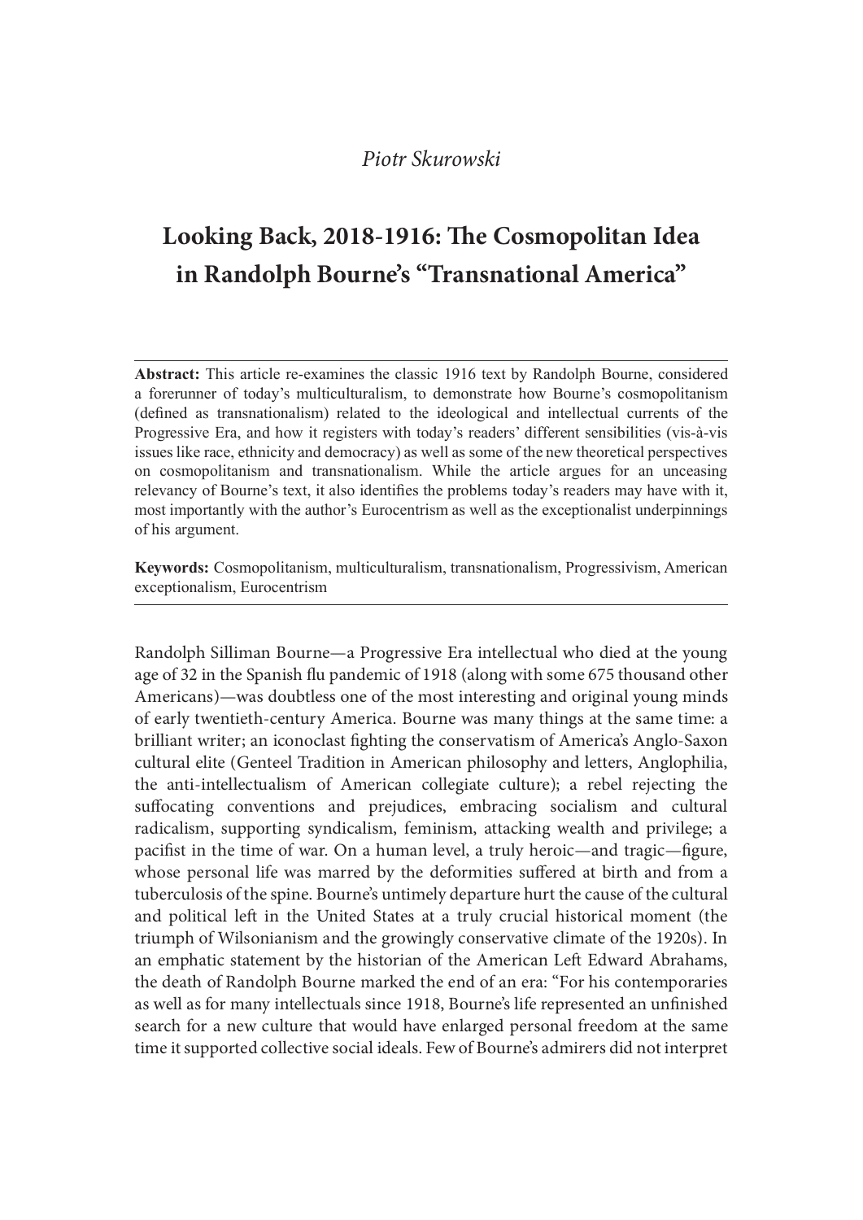*Piotr Skurowski*

# Looking Back, 2018-1916: The Cosmopolitan Idea in Randolph Bourne's "Transnational America"

**Abstract:** This article re-examines the classic 1916 text by Randolph Bourne, considered a forerunner of today's multiculturalism, to demonstrate how Bourne's cosmopolitanism (defined as transnationalism) related to the ideological and intellectual currents of the Progressive Era, and how it registers with today's readers' different sensibilities (vis-à-vis issues like race, ethnicity and democracy) as well as some of the new theoretical perspectives on cosmopolitanism and transnationalism. While the article argues for an unceasing relevancy of Bourne's text, it also identifies the problems today's readers may have with it, most importantly with the author's Eurocentrism as well as the exceptionalist underpinnings of his argument.

**Keywords:** Cosmopolitanism, multiculturalism, transnationalism, Progressivism, American exceptionalism, Eurocentrism

---

Randolph Silliman Bourne—a Progressive Era intellectual who died at the young age of 32 in the Spanish flu pandemic of 1918 (along with some 675 thousand other Americans)—was doubtless one of the most interesting and original young minds of early twentieth-century America. Bourne was many things at the same time: a brilliant writer; an iconoclast fighting the conservatism of America's Anglo-Saxon cultural elite (Genteel Tradition in American philosophy and letters, Anglophilia, the anti-intellectualism of American collegiate culture); a rebel rejecting the suffocating conventions and prejudices, embracing socialism and cultural radicalism, supporting syndicalism, feminism, attacking wealth and privilege; a pacifist in the time of war. On a human level, a truly heroic—and tragic—figure, whose personal life was marred by the deformities suffered at birth and from a tuberculosis of the spine. Bourne's untimely departure hurt the cause of the cultural and political left in the United States at a truly crucial historical moment (the triumph of Wilsonianism and the growingly conservative climate of the 1920s). In an emphatic statement by the historian of the American Left Edward Abrahams, the death of Randolph Bourne marked the end of an era: "For his contemporaries as well as for many intellectuals since 1918, Bourne's life represented an unfinished search for a new culture that would have enlarged personal freedom at the same time it supported collective social ideals. Few of Bourne's admirers did not interpret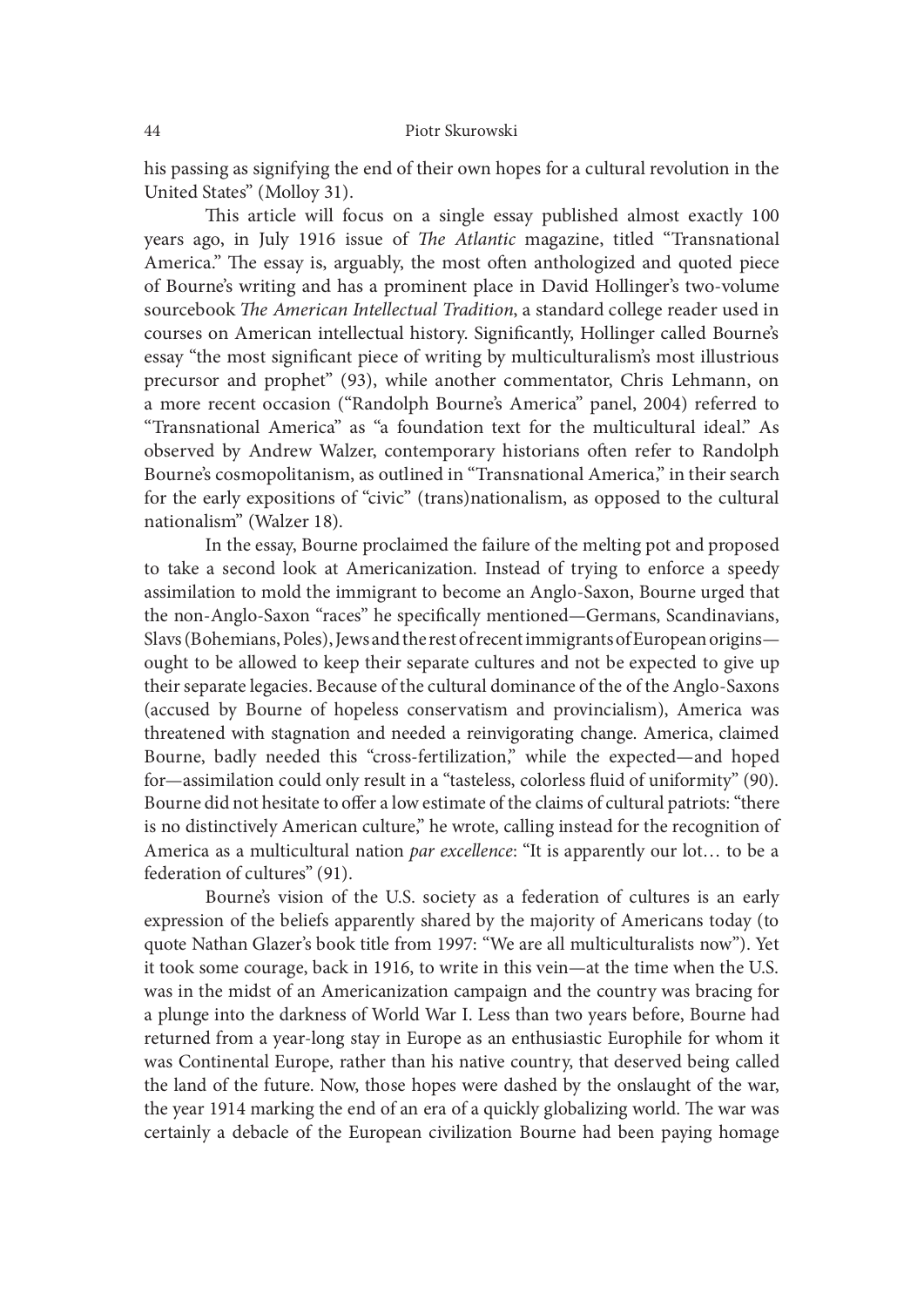his passing as signifying the end of their own hopes for a cultural revolution in the United States" (Molloy 31).

This article will focus on a single essay published almost exactly 100 years ago, in July 1916 issue of *The Atlantic* magazine, titled "Transnational America." The essay is, arguably, the most often anthologized and quoted piece of Bourne's writing and has a prominent place in David Hollinger's two-volume sourcebook *The American Intellectual Tradition*, a standard college reader used in courses on American intellectual history. Significantly, Hollinger called Bourne's essay "the most significant piece of writing by multiculturalism's most illustrious precursor and prophet" (93), while another commentator, Chris Lehmann, on a more recent occasion ("Randolph Bourne's America" panel, 2004) referred to "Transnational America" as "a foundation text for the multicultural ideal." As observed by Andrew Walzer, contemporary historians often refer to Randolph Bourne's cosmopolitanism, as outlined in "Transnational America," in their search for the early expositions of "civic" (trans)nationalism, as opposed to the cultural nationalism" (Walzer 18).

In the essay, Bourne proclaimed the failure of the melting pot and proposed to take a second look at Americanization. Instead of trying to enforce a speedy assimilation to mold the immigrant to become an Anglo-Saxon, Bourne urged that the non-Anglo-Saxon "races" he specifically mentioned—Germans, Scandinavians, Slavs (Bohemians, Poles), Jews and the rest of recent immigrants of European origins—ought to be allowed to keep their separate cultures and not be expected to give up their separate legacies. Because of the cultural dominance of the of the Anglo-Saxons (accused by Bourne of hopeless conservatism and provincialism), America was threatened with stagnation and needed a reinvigorating change. America, claimed Bourne, badly needed this "cross-fertilization," while the expected—and hoped for—assimilation could only result in a "tasteless, colorless fluid of uniformity" (90). Bourne did not hesitate to offer a low estimate of the claims of cultural patriots: "there is no distinctively American culture," he wrote, calling instead for the recognition of America as a multicultural nation *par excellence*: "It is apparently our lot… to be a federation of cultures" (91).

Bourne's vision of the U.S. society as a federation of cultures is an early expression of the beliefs apparently shared by the majority of Americans today (to quote Nathan Glazer's book title from 1997: "We are all multiculturalists now"). Yet it took some courage, back in 1916, to write in this vein—at the time when the U.S. was in the midst of an Americanization campaign and the country was bracing for a plunge into the darkness of World War I. Less than two years before, Bourne had returned from a year-long stay in Europe as an enthusiastic Europhile for whom it was Continental Europe, rather than his native country, that deserved being called the land of the future. Now, those hopes were dashed by the onslaught of the war, the year 1914 marking the end of an era of a quickly globalizing world. The war was certainly a debacle of the European civilization Bourne had been paying homage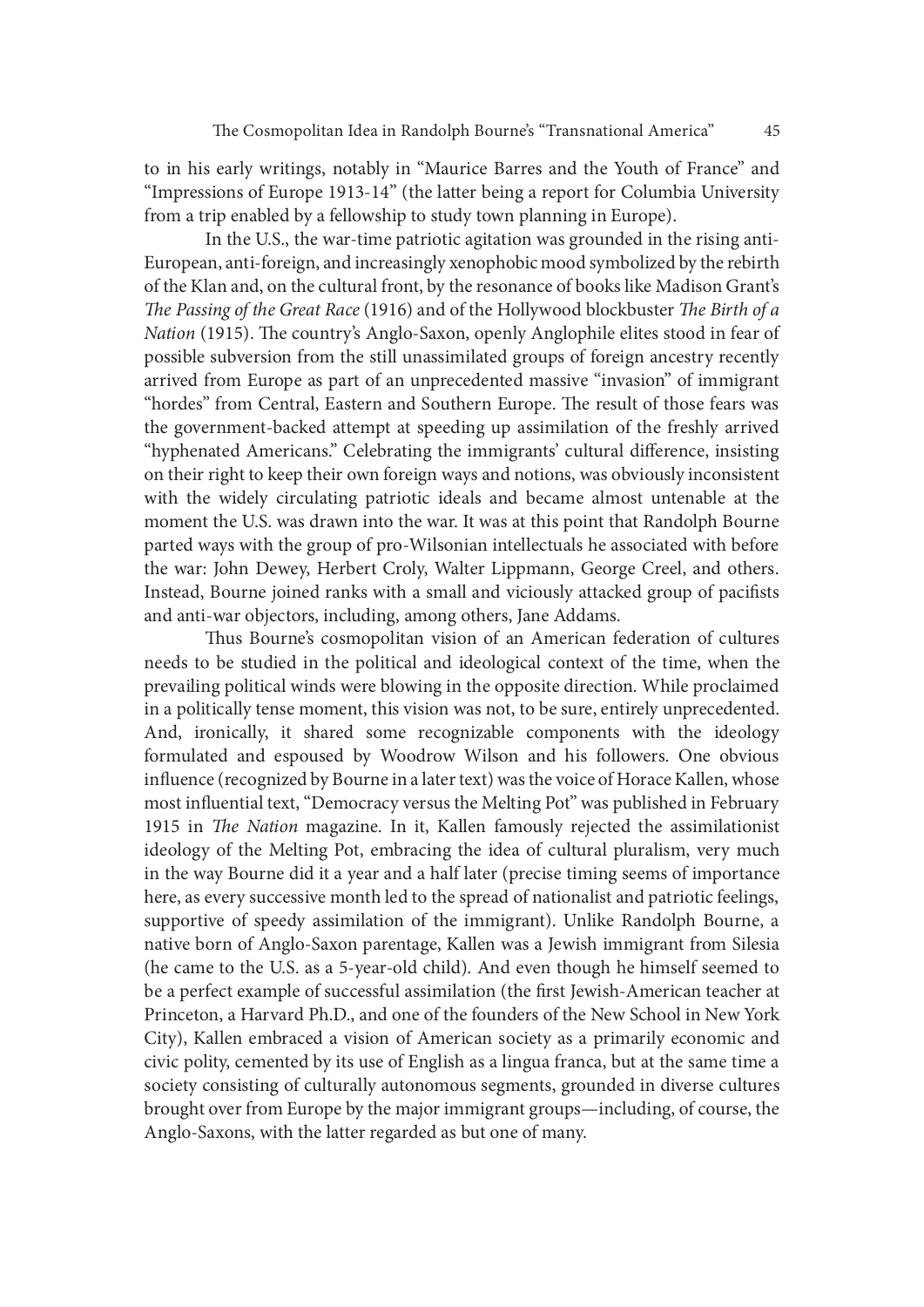to in his early writings, notably in "Maurice Barres and the Youth of France" and "Impressions of Europe 1913-14" (the latter being a report for Columbia University from a trip enabled by a fellowship to study town planning in Europe).

In the U.S., the war-time patriotic agitation was grounded in the rising anti-European, anti-foreign, and increasingly xenophobic mood symbolized by the rebirth of the Klan and, on the cultural front, by the resonance of books like Madison Grant's *The Passing of the Great Race* (1916) and of the Hollywood blockbuster *The Birth of a Nation* (1915). The country's Anglo-Saxon, openly Anglophile elites stood in fear of possible subversion from the still unassimilated groups of foreign ancestry recently arrived from Europe as part of an unprecedented massive "invasion" of immigrant "hordes" from Central, Eastern and Southern Europe. The result of those fears was the government-backed attempt at speeding up assimilation of the freshly arrived "hyphenated Americans." Celebrating the immigrants' cultural difference, insisting on their right to keep their own foreign ways and notions, was obviously inconsistent with the widely circulating patriotic ideals and became almost untenable at the moment the U.S. was drawn into the war. It was at this point that Randolph Bourne parted ways with the group of pro-Wilsonian intellectuals he associated with before the war: John Dewey, Herbert Croly, Walter Lippmann, George Creel, and others. Instead, Bourne joined ranks with a small and viciously attacked group of pacifists and anti-war objectors, including, among others, Jane Addams.

Thus Bourne's cosmopolitan vision of an American federation of cultures needs to be studied in the political and ideological context of the time, when the prevailing political winds were blowing in the opposite direction. While proclaimed in a politically tense moment, this vision was not, to be sure, entirely unprecedented. And, ironically, it shared some recognizable components with the ideology formulated and espoused by Woodrow Wilson and his followers. One obvious influence (recognized by Bourne in a later text) was the voice of Horace Kallen, whose most influential text, "Democracy versus the Melting Pot" was published in February 1915 in *The Nation* magazine. In it, Kallen famously rejected the assimilationist ideology of the Melting Pot, embracing the idea of cultural pluralism, very much in the way Bourne did it a year and a half later (precise timing seems of importance here, as every successive month led to the spread of nationalist and patriotic feelings, supportive of speedy assimilation of the immigrant). Unlike Randolph Bourne, a native born of Anglo-Saxon parentage, Kallen was a Jewish immigrant from Silesia (he came to the U.S. as a 5-year-old child). And even though he himself seemed to be a perfect example of successful assimilation (the first Jewish-American teacher at Princeton, a Harvard Ph.D., and one of the founders of the New School in New York City), Kallen embraced a vision of American society as a primarily economic and civic polity, cemented by its use of English as a lingua franca, but at the same time a society consisting of culturally autonomous segments, grounded in diverse cultures brought over from Europe by the major immigrant groups—including, of course, the Anglo-Saxons, with the latter regarded as but one of many.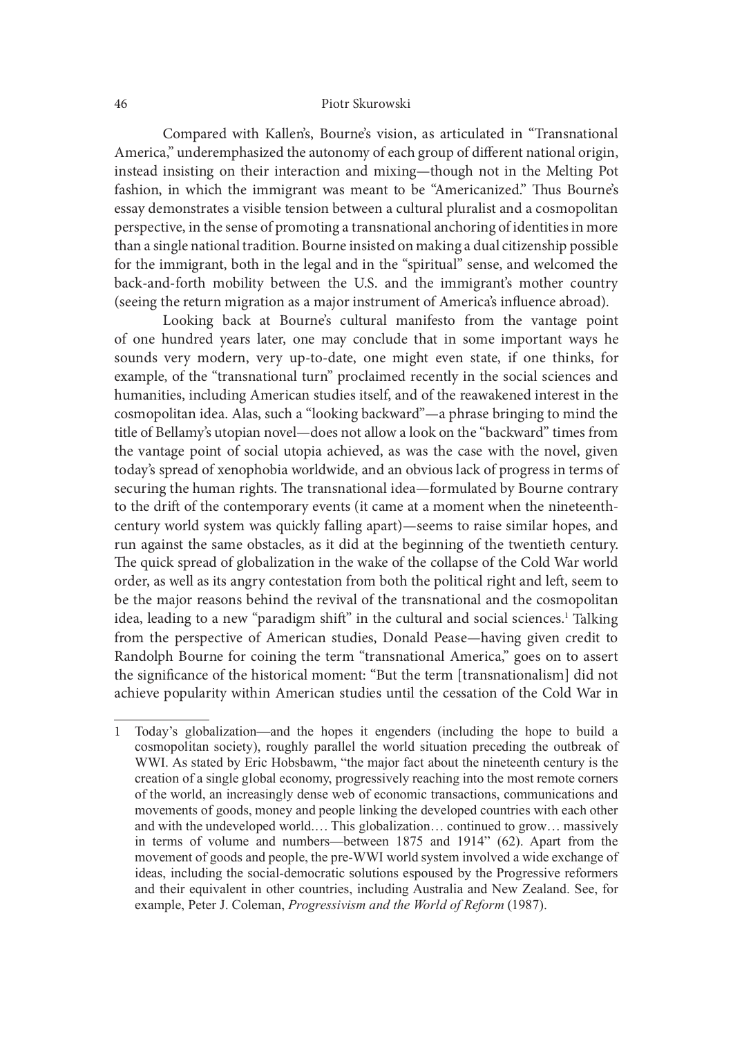Compared with Kallen's, Bourne's vision, as articulated in "Transnational America," underemphasized the autonomy of each group of different national origin, instead insisting on their interaction and mixing—though not in the Melting Pot fashion, in which the immigrant was meant to be "Americanized." Thus Bourne's essay demonstrates a visible tension between a cultural pluralist and a cosmopolitan perspective, in the sense of promoting a transnational anchoring of identities in more than a single national tradition. Bourne insisted on making a dual citizenship possible for the immigrant, both in the legal and in the "spiritual" sense, and welcomed the back-and-forth mobility between the U.S. and the immigrant's mother country (seeing the return migration as a major instrument of America's influence abroad).

Looking back at Bourne's cultural manifesto from the vantage point of one hundred years later, one may conclude that in some important ways he sounds very modern, very up-to-date, one might even state, if one thinks, for example, of the "transnational turn" proclaimed recently in the social sciences and humanities, including American studies itself, and of the reawakened interest in the cosmopolitan idea. Alas, such a "looking backward"—a phrase bringing to mind the title of Bellamy's utopian novel—does not allow a look on the "backward" times from the vantage point of social utopia achieved, as was the case with the novel, given today's spread of xenophobia worldwide, and an obvious lack of progress in terms of securing the human rights. The transnational idea—formulated by Bourne contrary to the drift of the contemporary events (it came at a moment when the nineteenth-century world system was quickly falling apart)—seems to raise similar hopes, and run against the same obstacles, as it did at the beginning of the twentieth century. The quick spread of globalization in the wake of the collapse of the Cold War world order, as well as its angry contestation from both the political right and left, seem to be the major reasons behind the revival of the transnational and the cosmopolitan idea, leading to a new "paradigm shift" in the cultural and social sciences.[1] Talking from the perspective of American studies, Donald Pease—having given credit to Randolph Bourne for coining the term "transnational America," goes on to assert the significance of the historical moment: "But the term [transnationalism] did not achieve popularity within American studies until the cessation of the Cold War in

---

1 Today's globalization—and the hopes it engenders (including the hope to build a cosmopolitan society), roughly parallel the world situation preceding the outbreak of WWI. As stated by Eric Hobsbawm, "the major fact about the nineteenth century is the creation of a single global economy, progressively reaching into the most remote corners of the world, an increasingly dense web of economic transactions, communications and movements of goods, money and people linking the developed countries with each other and with the undeveloped world.… This globalization… continued to grow… massively in terms of volume and numbers—between 1875 and 1914" (62). Apart from the movement of goods and people, the pre-WWI world system involved a wide exchange of ideas, including the social-democratic solutions espoused by the Progressive reformers and their equivalent in other countries, including Australia and New Zealand. See, for example, Peter J. Coleman, *Progressivism and the World of Reform* (1987).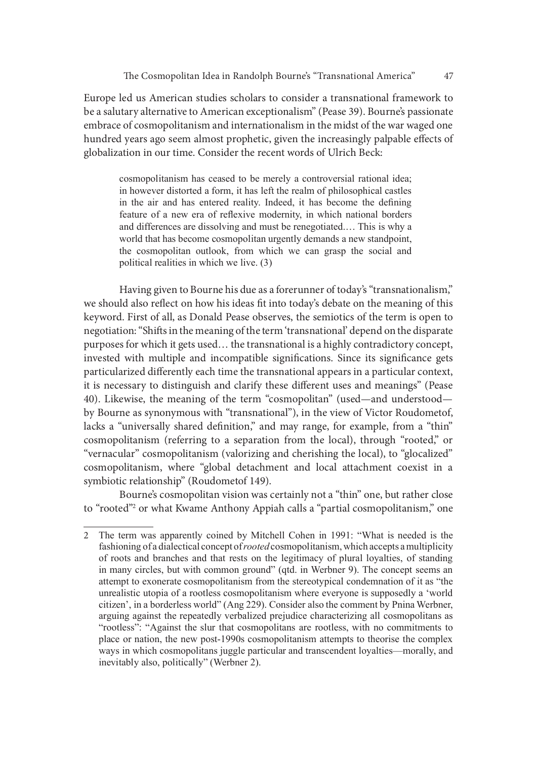Europe led us American studies scholars to consider a transnational framework to be a salutary alternative to American exceptionalism" (Pease 39). Bourne's passionate embrace of cosmopolitanism and internationalism in the midst of the war waged one hundred years ago seem almost prophetic, given the increasingly palpable effects of globalization in our time. Consider the recent words of Ulrich Beck:

> cosmopolitanism has ceased to be merely a controversial rational idea; in however distorted a form, it has left the realm of philosophical castles in the air and has entered reality. Indeed, it has become the defining feature of a new era of reflexive modernity, in which national borders and differences are dissolving and must be renegotiated.… This is why a world that has become cosmopolitan urgently demands a new standpoint, the cosmopolitan outlook, from which we can grasp the social and political realities in which we live. (3)

Having given to Bourne his due as a forerunner of today's "transnationalism," we should also reflect on how his ideas fit into today's debate on the meaning of this keyword. First of all, as Donald Pease observes, the semiotics of the term is open to negotiation: "Shifts in the meaning of the term 'transnational' depend on the disparate purposes for which it gets used… the transnational is a highly contradictory concept, invested with multiple and incompatible significations. Since its significance gets particularized differently each time the transnational appears in a particular context, it is necessary to distinguish and clarify these different uses and meanings" (Pease 40). Likewise, the meaning of the term "cosmopolitan" (used—and understood—by Bourne as synonymous with "transnational"), in the view of Victor Roudometof, lacks a "universally shared definition," and may range, for example, from a "thin" cosmopolitanism (referring to a separation from the local), through "rooted," or "vernacular" cosmopolitanism (valorizing and cherishing the local), to "glocalized" cosmopolitanism, where "global detachment and local attachment coexist in a symbiotic relationship" (Roudometof 149).

Bourne's cosmopolitan vision was certainly not a "thin" one, but rather close to "rooted"[2] or what Kwame Anthony Appiah calls a "partial cosmopolitanism," one

---

2 The term was apparently coined by Mitchell Cohen in 1991: "What is needed is the fashioning of a dialectical concept of *rooted* cosmopolitanism, which accepts a multiplicity of roots and branches and that rests on the legitimacy of plural loyalties, of standing in many circles, but with common ground" (qtd. in Werbner 9). The concept seems an attempt to exonerate cosmopolitanism from the stereotypical condemnation of it as "the unrealistic utopia of a rootless cosmopolitanism where everyone is supposedly a 'world citizen', in a borderless world" (Ang 229). Consider also the comment by Pnina Werbner, arguing against the repeatedly verbalized prejudice characterizing all cosmopolitans as "rootless": "Against the slur that cosmopolitans are rootless, with no commitments to place or nation, the new post-1990s cosmopolitanism attempts to theorise the complex ways in which cosmopolitans juggle particular and transcendent loyalties—morally, and inevitably also, politically" (Werbner 2).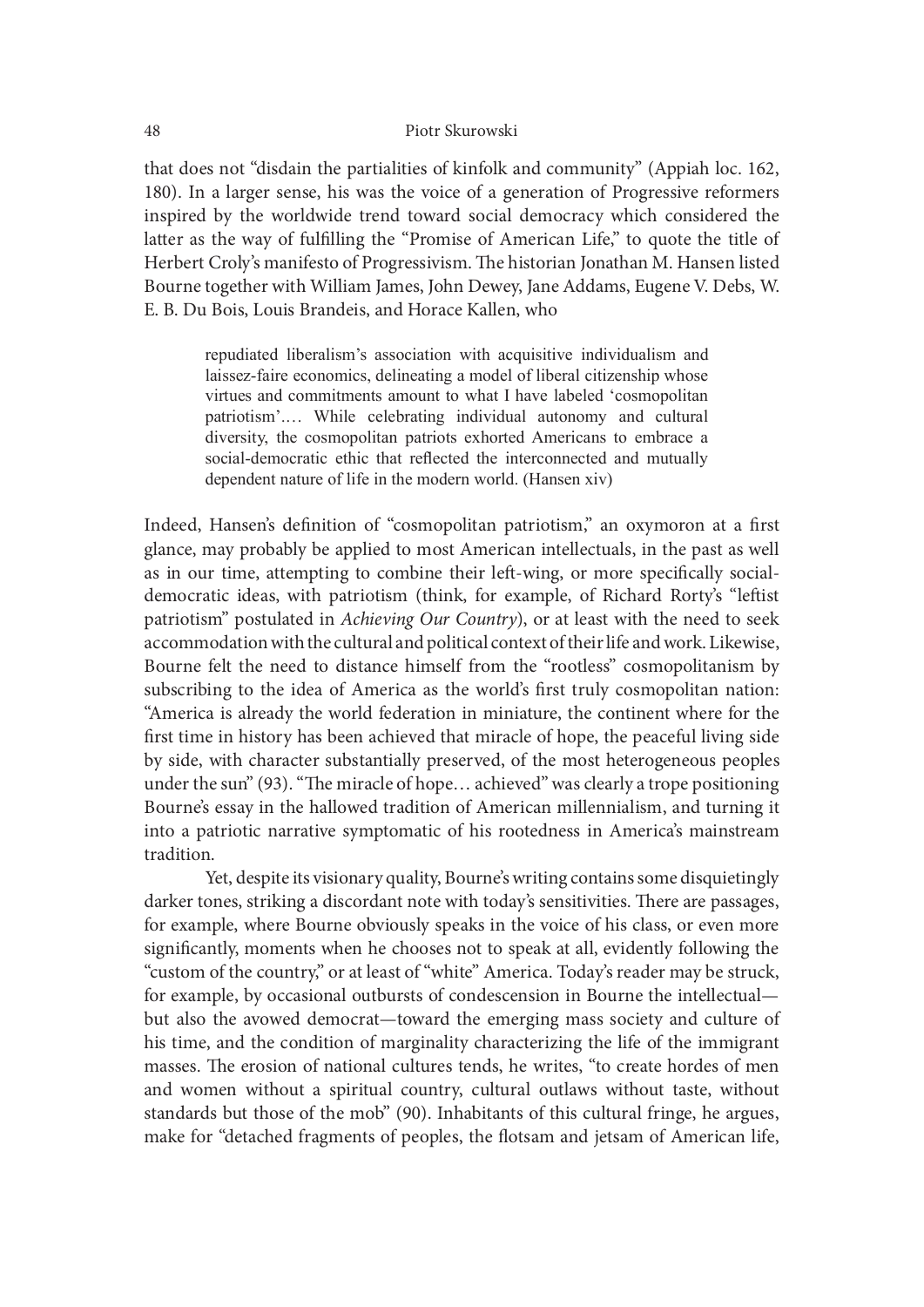that does not "disdain the partialities of kinfolk and community" (Appiah loc. 162, 180). In a larger sense, his was the voice of a generation of Progressive reformers inspired by the worldwide trend toward social democracy which considered the latter as the way of fulfilling the "Promise of American Life," to quote the title of Herbert Croly's manifesto of Progressivism. The historian Jonathan M. Hansen listed Bourne together with William James, John Dewey, Jane Addams, Eugene V. Debs, W. E. B. Du Bois, Louis Brandeis, and Horace Kallen, who

> repudiated liberalism's association with acquisitive individualism and laissez-faire economics, delineating a model of liberal citizenship whose virtues and commitments amount to what I have labeled 'cosmopolitan patriotism'.… While celebrating individual autonomy and cultural diversity, the cosmopolitan patriots exhorted Americans to embrace a social-democratic ethic that reflected the interconnected and mutually dependent nature of life in the modern world. (Hansen xiv)

Indeed, Hansen's definition of "cosmopolitan patriotism," an oxymoron at a first glance, may probably be applied to most American intellectuals, in the past as well as in our time, attempting to combine their left-wing, or more specifically social-democratic ideas, with patriotism (think, for example, of Richard Rorty's "leftist patriotism" postulated in *Achieving Our Country*), or at least with the need to seek accommodation with the cultural and political context of their life and work. Likewise, Bourne felt the need to distance himself from the "rootless" cosmopolitanism by subscribing to the idea of America as the world's first truly cosmopolitan nation: "America is already the world federation in miniature, the continent where for the first time in history has been achieved that miracle of hope, the peaceful living side by side, with character substantially preserved, of the most heterogeneous peoples under the sun" (93). "The miracle of hope… achieved" was clearly a trope positioning Bourne's essay in the hallowed tradition of American millennialism, and turning it into a patriotic narrative symptomatic of his rootedness in America's mainstream tradition.

Yet, despite its visionary quality, Bourne's writing contains some disquietingly darker tones, striking a discordant note with today's sensitivities. There are passages, for example, where Bourne obviously speaks in the voice of his class, or even more significantly, moments when he chooses not to speak at all, evidently following the "custom of the country," or at least of "white" America. Today's reader may be struck, for example, by occasional outbursts of condescension in Bourne the intellectual—but also the avowed democrat—toward the emerging mass society and culture of his time, and the condition of marginality characterizing the life of the immigrant masses. The erosion of national cultures tends, he writes, "to create hordes of men and women without a spiritual country, cultural outlaws without taste, without standards but those of the mob" (90). Inhabitants of this cultural fringe, he argues, make for "detached fragments of peoples, the flotsam and jetsam of American life,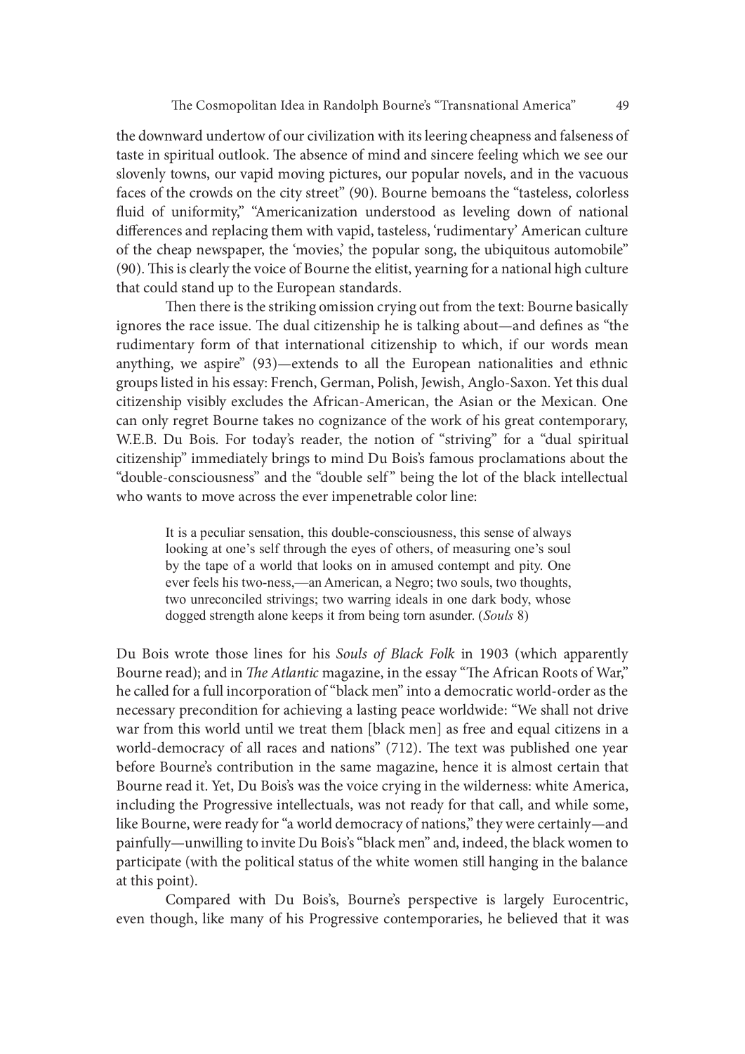the downward undertow of our civilization with its leering cheapness and falseness of taste in spiritual outlook. The absence of mind and sincere feeling which we see our slovenly towns, our vapid moving pictures, our popular novels, and in the vacuous faces of the crowds on the city street" (90). Bourne bemoans the "tasteless, colorless fluid of uniformity," "Americanization understood as leveling down of national differences and replacing them with vapid, tasteless, 'rudimentary' American culture of the cheap newspaper, the 'movies,' the popular song, the ubiquitous automobile" (90). This is clearly the voice of Bourne the elitist, yearning for a national high culture that could stand up to the European standards.

Then there is the striking omission crying out from the text: Bourne basically ignores the race issue. The dual citizenship he is talking about—and defines as "the rudimentary form of that international citizenship to which, if our words mean anything, we aspire" (93)—extends to all the European nationalities and ethnic groups listed in his essay: French, German, Polish, Jewish, Anglo-Saxon. Yet this dual citizenship visibly excludes the African-American, the Asian or the Mexican. One can only regret Bourne takes no cognizance of the work of his great contemporary, W.E.B. Du Bois. For today's reader, the notion of "striving" for a "dual spiritual citizenship" immediately brings to mind Du Bois's famous proclamations about the "double-consciousness" and the "double self" being the lot of the black intellectual who wants to move across the ever impenetrable color line:

> It is a peculiar sensation, this double-consciousness, this sense of always looking at one's self through the eyes of others, of measuring one's soul by the tape of a world that looks on in amused contempt and pity. One ever feels his two-ness,—an American, a Negro; two souls, two thoughts, two unreconciled strivings; two warring ideals in one dark body, whose dogged strength alone keeps it from being torn asunder. (*Souls* 8)

Du Bois wrote those lines for his *Souls of Black Folk* in 1903 (which apparently Bourne read); and in *The Atlantic* magazine, in the essay "The African Roots of War," he called for a full incorporation of "black men" into a democratic world-order as the necessary precondition for achieving a lasting peace worldwide: "We shall not drive war from this world until we treat them [black men] as free and equal citizens in a world-democracy of all races and nations" (712). The text was published one year before Bourne's contribution in the same magazine, hence it is almost certain that Bourne read it. Yet, Du Bois's was the voice crying in the wilderness: white America, including the Progressive intellectuals, was not ready for that call, and while some, like Bourne, were ready for "a world democracy of nations," they were certainly—and painfully—unwilling to invite Du Bois's "black men" and, indeed, the black women to participate (with the political status of the white women still hanging in the balance at this point).

Compared with Du Bois's, Bourne's perspective is largely Eurocentric, even though, like many of his Progressive contemporaries, he believed that it was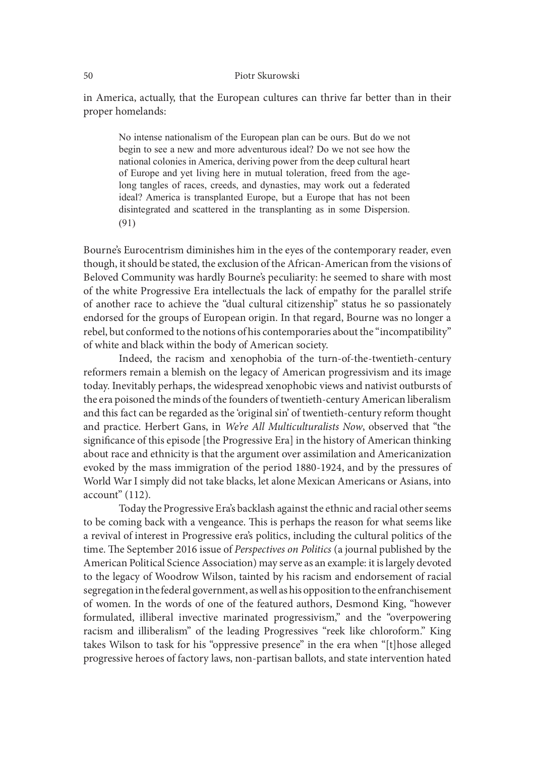in America, actually, that the European cultures can thrive far better than in their proper homelands:

> No intense nationalism of the European plan can be ours. But do we not begin to see a new and more adventurous ideal? Do we not see how the national colonies in America, deriving power from the deep cultural heart of Europe and yet living here in mutual toleration, freed from the age-long tangles of races, creeds, and dynasties, may work out a federated ideal? America is transplanted Europe, but a Europe that has not been disintegrated and scattered in the transplanting as in some Dispersion. (91)

Bourne's Eurocentrism diminishes him in the eyes of the contemporary reader, even though, it should be stated, the exclusion of the African-American from the visions of Beloved Community was hardly Bourne's peculiarity: he seemed to share with most of the white Progressive Era intellectuals the lack of empathy for the parallel strife of another race to achieve the "dual cultural citizenship" status he so passionately endorsed for the groups of European origin. In that regard, Bourne was no longer a rebel, but conformed to the notions of his contemporaries about the "incompatibility" of white and black within the body of American society.

Indeed, the racism and xenophobia of the turn-of-the-twentieth-century reformers remain a blemish on the legacy of American progressivism and its image today. Inevitably perhaps, the widespread xenophobic views and nativist outbursts of the era poisoned the minds of the founders of twentieth-century American liberalism and this fact can be regarded as the 'original sin' of twentieth-century reform thought and practice. Herbert Gans, in *We're All Multiculturalists Now*, observed that "the significance of this episode [the Progressive Era] in the history of American thinking about race and ethnicity is that the argument over assimilation and Americanization evoked by the mass immigration of the period 1880-1924, and by the pressures of World War I simply did not take blacks, let alone Mexican Americans or Asians, into account" (112).

Today the Progressive Era's backlash against the ethnic and racial other seems to be coming back with a vengeance. This is perhaps the reason for what seems like a revival of interest in Progressive era's politics, including the cultural politics of the time. The September 2016 issue of *Perspectives on Politics* (a journal published by the American Political Science Association) may serve as an example: it is largely devoted to the legacy of Woodrow Wilson, tainted by his racism and endorsement of racial segregation in the federal government, as well as his opposition to the enfranchisement of women. In the words of one of the featured authors, Desmond King, "however formulated, illiberal invective marinated progressivism," and the "overpowering racism and illiberalism" of the leading Progressives "reek like chloroform." King takes Wilson to task for his "oppressive presence" in the era when "[t]hose alleged progressive heroes of factory laws, non-partisan ballots, and state intervention hated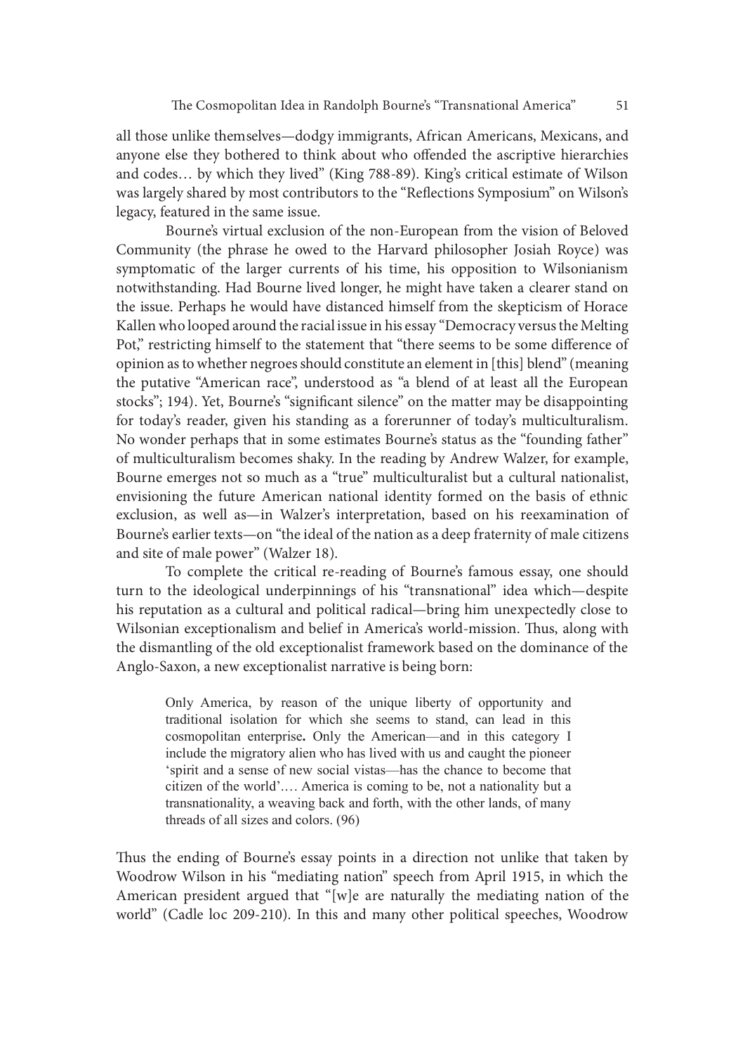all those unlike themselves—dodgy immigrants, African Americans, Mexicans, and anyone else they bothered to think about who offended the ascriptive hierarchies and codes… by which they lived" (King 788-89). King's critical estimate of Wilson was largely shared by most contributors to the "Reflections Symposium" on Wilson's legacy, featured in the same issue.

Bourne's virtual exclusion of the non-European from the vision of Beloved Community (the phrase he owed to the Harvard philosopher Josiah Royce) was symptomatic of the larger currents of his time, his opposition to Wilsonianism notwithstanding. Had Bourne lived longer, he might have taken a clearer stand on the issue. Perhaps he would have distanced himself from the skepticism of Horace Kallen who looped around the racial issue in his essay "Democracy versus the Melting Pot," restricting himself to the statement that "there seems to be some difference of opinion as to whether negroes should constitute an element in [this] blend" (meaning the putative "American race", understood as "a blend of at least all the European stocks"; 194). Yet, Bourne's "significant silence" on the matter may be disappointing for today's reader, given his standing as a forerunner of today's multiculturalism. No wonder perhaps that in some estimates Bourne's status as the "founding father" of multiculturalism becomes shaky. In the reading by Andrew Walzer, for example, Bourne emerges not so much as a "true" multiculturalist but a cultural nationalist, envisioning the future American national identity formed on the basis of ethnic exclusion, as well as—in Walzer's interpretation, based on his reexamination of Bourne's earlier texts—on "the ideal of the nation as a deep fraternity of male citizens and site of male power" (Walzer 18).

To complete the critical re-reading of Bourne's famous essay, one should turn to the ideological underpinnings of his "transnational" idea which—despite his reputation as a cultural and political radical—bring him unexpectedly close to Wilsonian exceptionalism and belief in America's world-mission. Thus, along with the dismantling of the old exceptionalist framework based on the dominance of the Anglo-Saxon, a new exceptionalist narrative is being born:

> Only America, by reason of the unique liberty of opportunity and traditional isolation for which she seems to stand, can lead in this cosmopolitan enterprise**.** Only the American—and in this category I include the migratory alien who has lived with us and caught the pioneer 'spirit and a sense of new social vistas—has the chance to become that citizen of the world'…. America is coming to be, not a nationality but a transnationality, a weaving back and forth, with the other lands, of many threads of all sizes and colors. (96)

Thus the ending of Bourne's essay points in a direction not unlike that taken by Woodrow Wilson in his "mediating nation" speech from April 1915, in which the American president argued that "[w]e are naturally the mediating nation of the world" (Cadle loc 209-210). In this and many other political speeches, Woodrow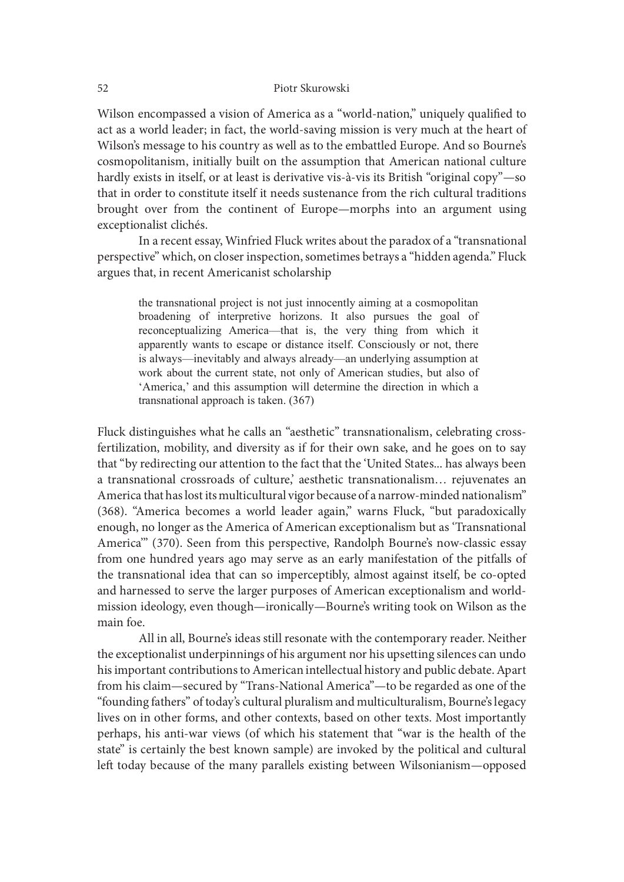Wilson encompassed a vision of America as a "world-nation," uniquely qualified to act as a world leader; in fact, the world-saving mission is very much at the heart of Wilson's message to his country as well as to the embattled Europe. And so Bourne's cosmopolitanism, initially built on the assumption that American national culture hardly exists in itself, or at least is derivative vis-à-vis its British "original copy"—so that in order to constitute itself it needs sustenance from the rich cultural traditions brought over from the continent of Europe—morphs into an argument using exceptionalist clichés.

In a recent essay, Winfried Fluck writes about the paradox of a "transnational perspective" which, on closer inspection, sometimes betrays a "hidden agenda." Fluck argues that, in recent Americanist scholarship

> the transnational project is not just innocently aiming at a cosmopolitan broadening of interpretive horizons. It also pursues the goal of reconceptualizing America—that is, the very thing from which it apparently wants to escape or distance itself. Consciously or not, there is always—inevitably and always already—an underlying assumption at work about the current state, not only of American studies, but also of 'America,' and this assumption will determine the direction in which a transnational approach is taken. (367)

Fluck distinguishes what he calls an "aesthetic" transnationalism, celebrating cross-fertilization, mobility, and diversity as if for their own sake, and he goes on to say that "by redirecting our attention to the fact that the 'United States... has always been a transnational crossroads of culture,' aesthetic transnationalism… rejuvenates an America that has lost its multicultural vigor because of a narrow-minded nationalism" (368). "America becomes a world leader again," warns Fluck, "but paradoxically enough, no longer as the America of American exceptionalism but as 'Transnational America'" (370). Seen from this perspective, Randolph Bourne's now-classic essay from one hundred years ago may serve as an early manifestation of the pitfalls of the transnational idea that can so imperceptibly, almost against itself, be co-opted and harnessed to serve the larger purposes of American exceptionalism and world-mission ideology, even though—ironically—Bourne's writing took on Wilson as the main foe.

All in all, Bourne's ideas still resonate with the contemporary reader. Neither the exceptionalist underpinnings of his argument nor his upsetting silences can undo his important contributions to American intellectual history and public debate. Apart from his claim—secured by "Trans-National America"—to be regarded as one of the "founding fathers" of today's cultural pluralism and multiculturalism, Bourne's legacy lives on in other forms, and other contexts, based on other texts. Most importantly perhaps, his anti-war views (of which his statement that "war is the health of the state" is certainly the best known sample) are invoked by the political and cultural left today because of the many parallels existing between Wilsonianism—opposed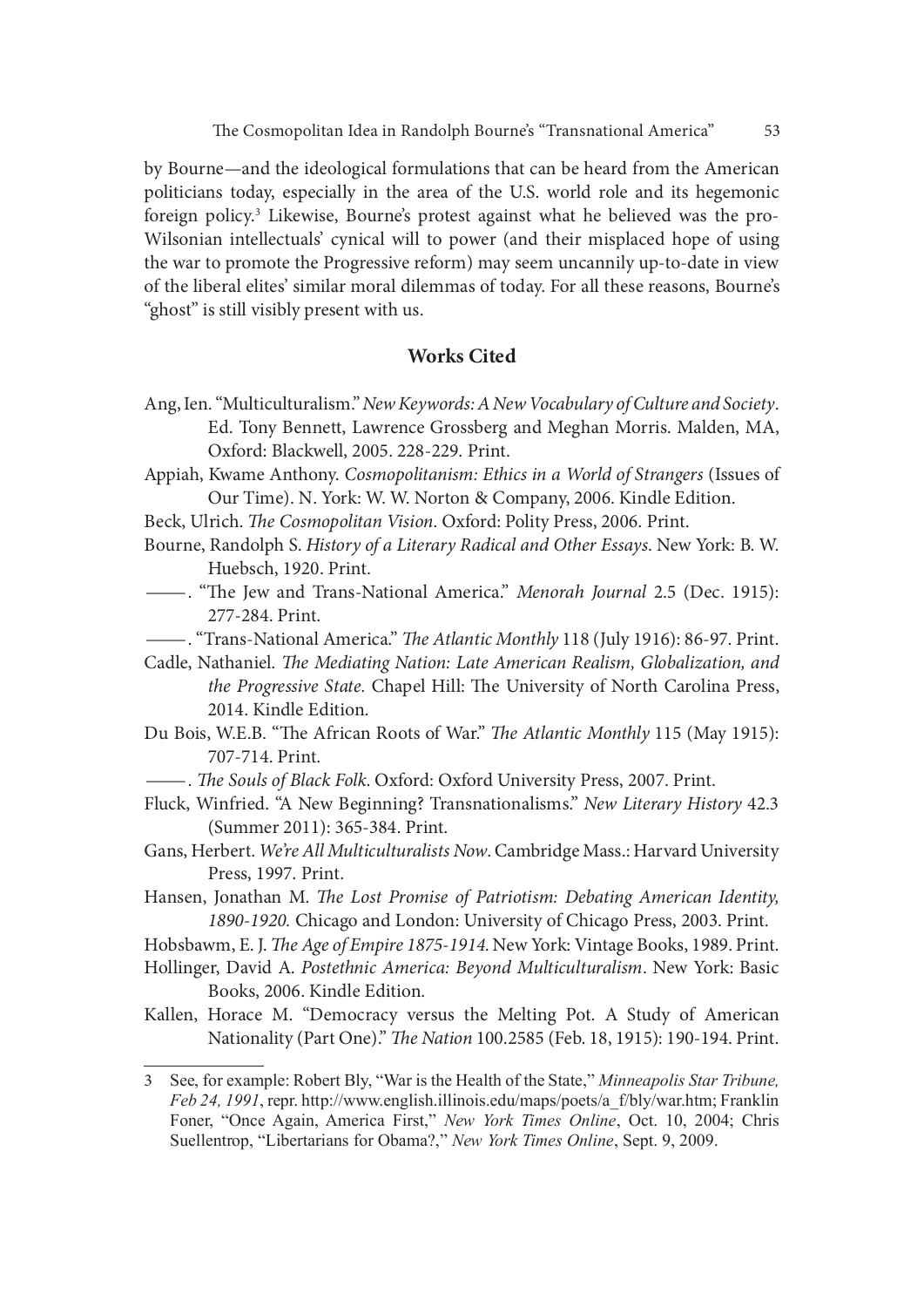by Bourne—and the ideological formulations that can be heard from the American politicians today, especially in the area of the U.S. world role and its hegemonic foreign policy.[3] Likewise, Bourne's protest against what he believed was the pro-Wilsonian intellectuals' cynical will to power (and their misplaced hope of using the war to promote the Progressive reform) may seem uncannily up-to-date in view of the liberal elites' similar moral dilemmas of today. For all these reasons, Bourne's "ghost" is still visibly present with us.

## Works Cited

Ang, Ien. "Multiculturalism." *New Keywords: A New Vocabulary of Culture and Society*. Ed. Tony Bennett, Lawrence Grossberg and Meghan Morris. Malden, MA, Oxford: Blackwell, 2005. 228-229. Print.

Appiah, Kwame Anthony. *Cosmopolitanism: Ethics in a World of Strangers* (Issues of Our Time). N. York: W. W. Norton & Company, 2006. Kindle Edition.

Beck, Ulrich. *The Cosmopolitan Vision*. Oxford: Polity Press, 2006. Print.

Bourne, Randolph S. *History of a Literary Radical and Other Essays*. New York: B. W. Huebsch, 1920. Print.

——. "The Jew and Trans-National America." *Menorah Journal* 2.5 (Dec. 1915): 277-284. Print.

——. "Trans-National America." *The Atlantic Monthly* 118 (July 1916): 86-97. Print.

Cadle, Nathaniel. *The Mediating Nation: Late American Realism, Globalization, and the Progressive State.* Chapel Hill: The University of North Carolina Press, 2014. Kindle Edition.

Du Bois, W.E.B. "The African Roots of War." *The Atlantic Monthly* 115 (May 1915): 707-714. Print.

——. *The Souls of Black Folk*. Oxford: Oxford University Press, 2007. Print.

Fluck, Winfried. "A New Beginning? Transnationalisms." *New Literary History* 42.3 (Summer 2011): 365-384. Print.

Gans, Herbert. *We're All Multiculturalists Now*. Cambridge Mass.: Harvard University Press, 1997. Print.

Hansen, Jonathan M. *The Lost Promise of Patriotism: Debating American Identity, 1890-1920.* Chicago and London: University of Chicago Press, 2003. Print.

Hobsbawm, E. J. *The Age of Empire 1875-1914*. New York: Vintage Books, 1989. Print.

Hollinger, David A. *Postethnic America: Beyond Multiculturalism*. New York: Basic Books, 2006. Kindle Edition.

Kallen, Horace M. "Democracy versus the Melting Pot. A Study of American Nationality (Part One)." *The Nation* 100.2585 (Feb. 18, 1915): 190-194. Print.

---

3 See, for example: Robert Bly, "War is the Health of the State," *Minneapolis Star Tribune, Feb 24, 1991*, repr. http://www.english.illinois.edu/maps/poets/a_f/bly/war.htm; Franklin Foner, "Once Again, America First," *New York Times Online*, Oct. 10, 2004; Chris Suellentrop, "Libertarians for Obama?," *New York Times Online*, Sept. 9, 2009.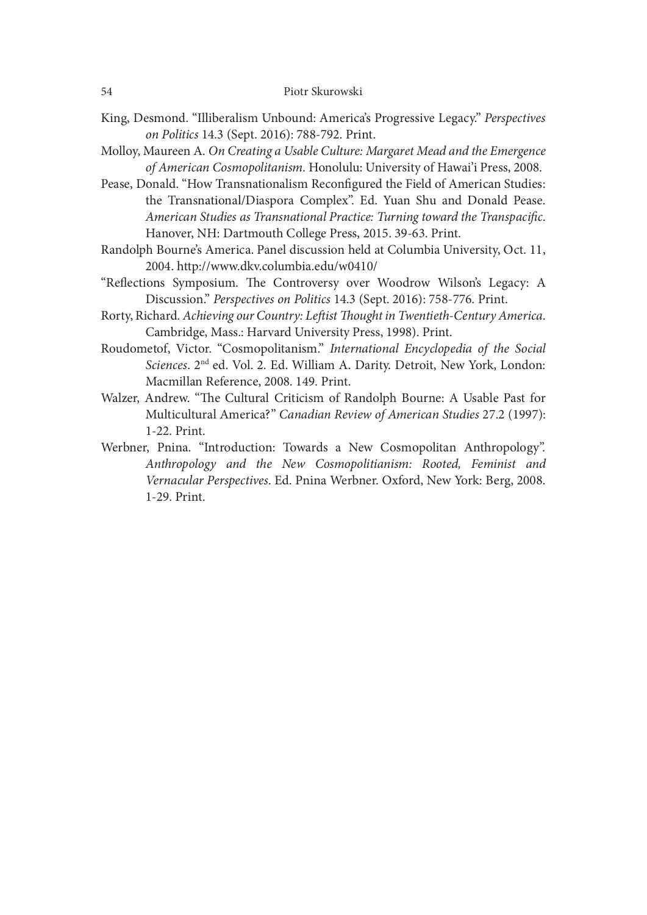King, Desmond. "Illiberalism Unbound: America's Progressive Legacy." *Perspectives on Politics* 14.3 (Sept. 2016): 788-792. Print.

Molloy, Maureen A. *On Creating a Usable Culture: Margaret Mead and the Emergence of American Cosmopolitanism*. Honolulu: University of Hawai'i Press, 2008.

Pease, Donald. "How Transnationalism Reconfigured the Field of American Studies: the Transnational/Diaspora Complex". Ed. Yuan Shu and Donald Pease. *American Studies as Transnational Practice: Turning toward the Transpacific*. Hanover, NH: Dartmouth College Press, 2015. 39-63. Print.

Randolph Bourne's America. Panel discussion held at Columbia University, Oct. 11, 2004. http://www.dkv.columbia.edu/w0410/

"Reflections Symposium. The Controversy over Woodrow Wilson's Legacy: A Discussion." *Perspectives on Politics* 14.3 (Sept. 2016): 758-776. Print.

Rorty, Richard. *Achieving our Country: Leftist Thought in Twentieth-Century America*. Cambridge, Mass.: Harvard University Press, 1998). Print.

Roudometof, Victor. "Cosmopolitanism." *International Encyclopedia of the Social Sciences*. 2nd ed. Vol. 2. Ed. William A. Darity. Detroit, New York, London: Macmillan Reference, 2008. 149. Print.

Walzer, Andrew. "The Cultural Criticism of Randolph Bourne: A Usable Past for Multicultural America?" *Canadian Review of American Studies* 27.2 (1997): 1-22. Print.

Werbner, Pnina. "Introduction: Towards a New Cosmopolitan Anthropology". *Anthropology and the New Cosmopolitianism: Rooted, Feminist and Vernacular Perspectives*. Ed. Pnina Werbner. Oxford, New York: Berg, 2008. 1-29. Print.